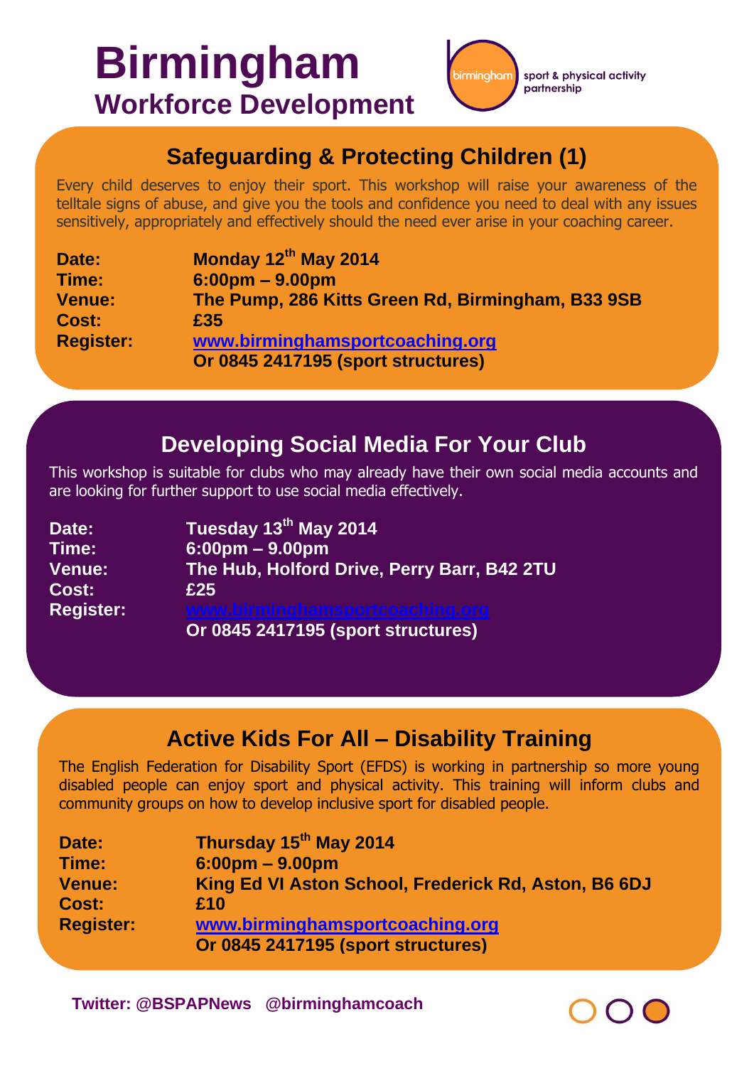# Birmingham

## Workforce Development

birmingham sport & physical activity partnership

## Safeguarding & Protecting Children (1)

Every child deserves to enjoy their sport. This workshop will raise your awareness of the telltale signs of abuse, and give you the tools and confidence you need to deal with any issues sensitively, appropriately and effectively should the need ever arise in your coaching career.

**Date:** **Monday 12th May 2014**
**Time:** **6:00pm – 9.00pm**
**Venue:** **The Pump, 286 Kitts Green Rd, Birmingham, B33 9SB**
**Cost:** **£35**
**Register:** **www.birminghamsportcoaching.org**
**Or 0845 2417195 (sport structures)**

## Developing Social Media For Your Club

This workshop is suitable for clubs who may already have their own social media accounts and are looking for further support to use social media effectively.

**Date:** **Tuesday 13th May 2014**
**Time:** **6:00pm – 9.00pm**
**Venue:** **The Hub, Holford Drive, Perry Barr, B42 2TU**
**Cost:** **£25**
**Register:** **www.birminghamsportcoaching.org**
**Or 0845 2417195 (sport structures)**

## Active Kids For All – Disability Training

The English Federation for Disability Sport (EFDS) is working in partnership so more young disabled people can enjoy sport and physical activity. This training will inform clubs and community groups on how to develop inclusive sport for disabled people.

**Date:** **Thursday 15th May 2014**
**Time:** **6:00pm – 9.00pm**
**Venue:** **King Ed VI Aston School, Frederick Rd, Aston, B6 6DJ**
**Cost:** **£10**
**Register:** **www.birminghamsportcoaching.org**
**Or 0845 2417195 (sport structures)**

**Twitter: @BSPAPNews @birminghamcoach**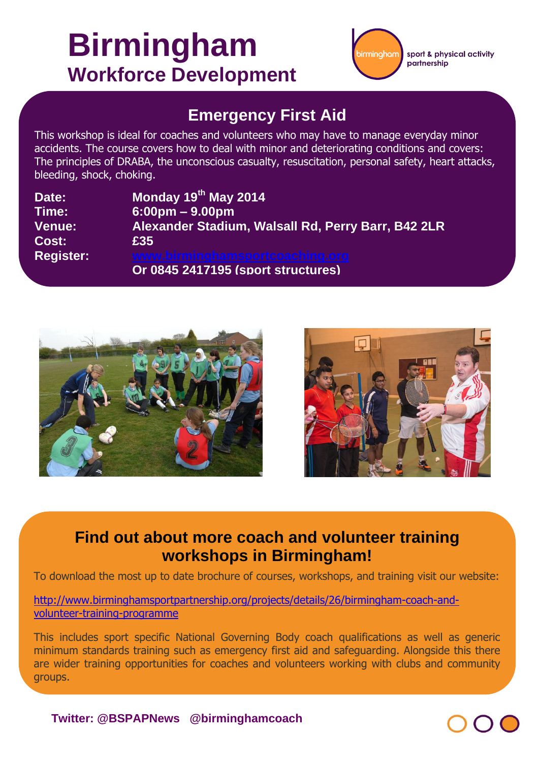# Birmingham

## Workforce Development

birmingham sport & physical activity partnership

## Emergency First Aid

This workshop is ideal for coaches and volunteers who may have to manage everyday minor accidents. The course covers how to deal with minor and deteriorating conditions and covers: The principles of DRABA, the unconscious casualty, resuscitation, personal safety, heart attacks, bleeding, shock, choking.

**Date:** Monday 19th May 2014
**Time:** 6:00pm – 9.00pm
**Venue:** Alexander Stadium, Walsall Rd, Perry Barr, B42 2LR
**Cost:** £35
**Register:** www.birminghamsportcoaching.org
Or 0845 2417195 (sport structures)

## Find out about more coach and volunteer training workshops in Birmingham!

To download the most up to date brochure of courses, workshops, and training visit our website:

http://www.birminghamsportpartnership.org/projects/details/26/birmingham-coach-and-volunteer-training-programme

This includes sport specific National Governing Body coach qualifications as well as generic minimum standards training such as emergency first aid and safeguarding. Alongside this there are wider training opportunities for coaches and volunteers working with clubs and community groups.

**Twitter: @BSPAPNews @birminghamcoach**